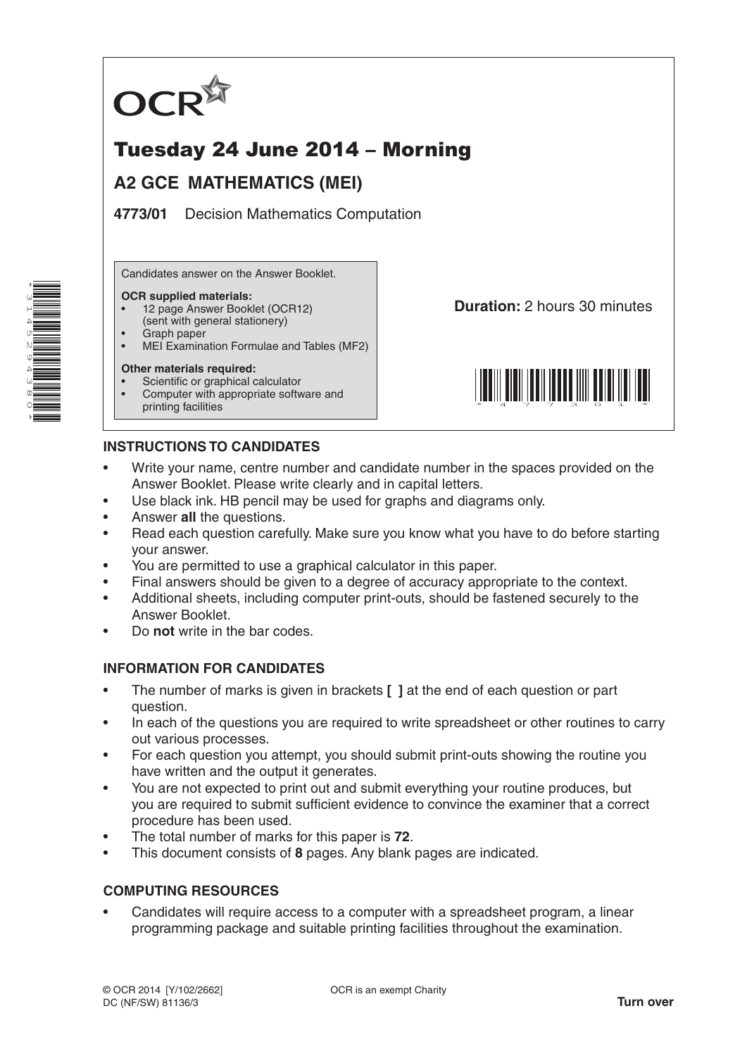OCR

# Tuesday 24 June 2014 – Morning

## A2 GCE MATHEMATICS (MEI)

**4773/01** Decision Mathematics Computation

Candidates answer on the Answer Booklet.

**OCR supplied materials:**
- 12 page Answer Booklet (OCR12) (sent with general stationery)
- Graph paper
- MEI Examination Formulae and Tables (MF2)

**Other materials required:**
- Scientific or graphical calculator
- Computer with appropriate software and printing facilities

**Duration:** 2 hours 30 minutes

### INSTRUCTIONS TO CANDIDATES

- Write your name, centre number and candidate number in the spaces provided on the Answer Booklet. Please write clearly and in capital letters.
- Use black ink. HB pencil may be used for graphs and diagrams only.
- Answer **all** the questions.
- Read each question carefully. Make sure you know what you have to do before starting your answer.
- You are permitted to use a graphical calculator in this paper.
- Final answers should be given to a degree of accuracy appropriate to the context.
- Additional sheets, including computer print-outs, should be fastened securely to the Answer Booklet.
- Do **not** write in the bar codes.

### INFORMATION FOR CANDIDATES

- The number of marks is given in brackets **[ ]** at the end of each question or part question.
- In each of the questions you are required to write spreadsheet or other routines to carry out various processes.
- For each question you attempt, you should submit print-outs showing the routine you have written and the output it generates.
- You are not expected to print out and submit everything your routine produces, but you are required to submit sufficient evidence to convince the examiner that a correct procedure has been used.
- The total number of marks for this paper is **72**.
- This document consists of **8** pages. Any blank pages are indicated.

### COMPUTING RESOURCES

- Candidates will require access to a computer with a spreadsheet program, a linear programming package and suitable printing facilities throughout the examination.

© OCR 2014 [Y/102/2662]
DC (NF/SW) 81136/3

OCR is an exempt Charity

**Turn over**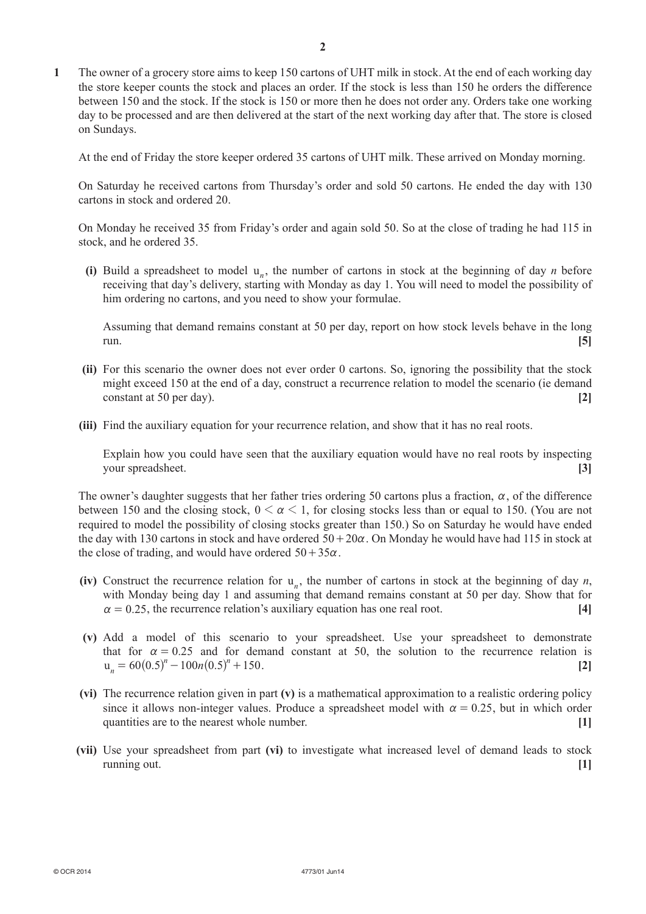**1** The owner of a grocery store aims to keep 150 cartons of UHT milk in stock. At the end of each working day the store keeper counts the stock and places an order. If the stock is less than 150 he orders the difference between 150 and the stock. If the stock is 150 or more then he does not order any. Orders take one working day to be processed and are then delivered at the start of the next working day after that. The store is closed on Sundays.

At the end of Friday the store keeper ordered 35 cartons of UHT milk. These arrived on Monday morning.

On Saturday he received cartons from Thursday's order and sold 50 cartons. He ended the day with 130 cartons in stock and ordered 20.

On Monday he received 35 from Friday's order and again sold 50. So at the close of trading he had 115 in stock, and he ordered 35.

**(i)** Build a spreadsheet to model $u_n$, the number of cartons in stock at the beginning of day $n$ before receiving that day's delivery, starting with Monday as day 1. You will need to model the possibility of him ordering no cartons, and you need to show your formulae.

Assuming that demand remains constant at 50 per day, report on how stock levels behave in the long run. **[5]**

**(ii)** For this scenario the owner does not ever order 0 cartons. So, ignoring the possibility that the stock might exceed 150 at the end of a day, construct a recurrence relation to model the scenario (ie demand constant at 50 per day). **[2]**

**(iii)** Find the auxiliary equation for your recurrence relation, and show that it has no real roots.

Explain how you could have seen that the auxiliary equation would have no real roots by inspecting your spreadsheet. **[3]**

The owner's daughter suggests that her father tries ordering 50 cartons plus a fraction, $\alpha$, of the difference between 150 and the closing stock, $0 < \alpha < 1$, for closing stocks less than or equal to 150. (You are not required to model the possibility of closing stocks greater than 150.) So on Saturday he would have ended the day with 130 cartons in stock and have ordered $50 + 20\alpha$. On Monday he would have had 115 in stock at the close of trading, and would have ordered $50 + 35\alpha$.

**(iv)** Construct the recurrence relation for $u_n$, the number of cartons in stock at the beginning of day $n$, with Monday being day 1 and assuming that demand remains constant at 50 per day. Show that for $\alpha = 0.25$, the recurrence relation's auxiliary equation has one real root. **[4]**

**(v)** Add a model of this scenario to your spreadsheet. Use your spreadsheet to demonstrate that for $\alpha = 0.25$ and for demand constant at 50, the solution to the recurrence relation is $u_n = 60(0.5)^n - 100n(0.5)^n + 150$. **[2]**

**(vi)** The recurrence relation given in part **(v)** is a mathematical approximation to a realistic ordering policy since it allows non-integer values. Produce a spreadsheet model with $\alpha = 0.25$, but in which order quantities are to the nearest whole number. **[1]**

**(vii)** Use your spreadsheet from part **(vi)** to investigate what increased level of demand leads to stock running out. **[1]**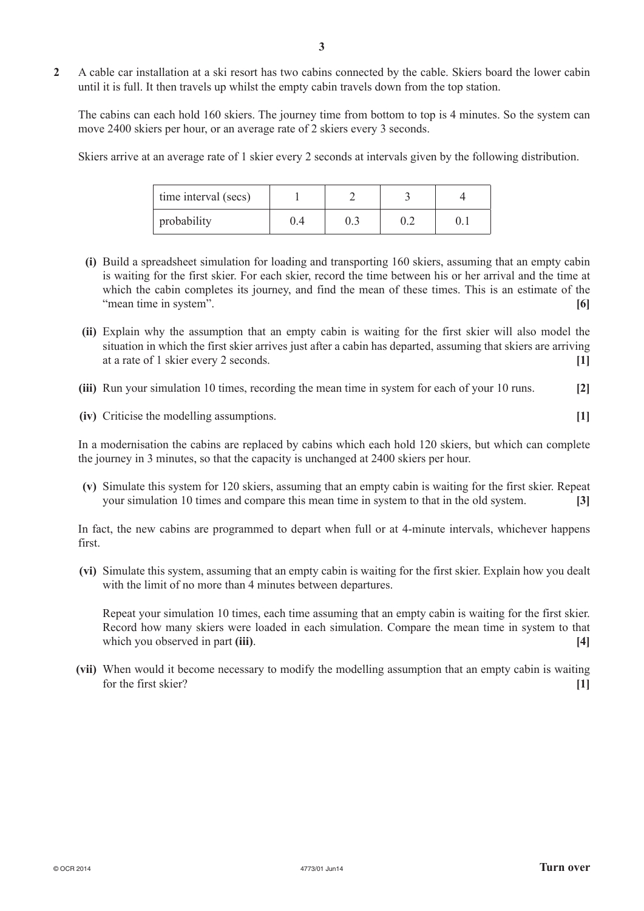**2** A cable car installation at a ski resort has two cabins connected by the cable. Skiers board the lower cabin until it is full. It then travels up whilst the empty cabin travels down from the top station.

The cabins can each hold 160 skiers. The journey time from bottom to top is 4 minutes. So the system can move 2400 skiers per hour, or an average rate of 2 skiers every 3 seconds.

Skiers arrive at an average rate of 1 skier every 2 seconds at intervals given by the following distribution.

| time interval (secs) | 1 | 2 | 3 | 4 |
|---|---|---|---|---|
| probability | 0.4 | 0.3 | 0.2 | 0.1 |

**(i)** Build a spreadsheet simulation for loading and transporting 160 skiers, assuming that an empty cabin is waiting for the first skier. For each skier, record the time between his or her arrival and the time at which the cabin completes its journey, and find the mean of these times. This is an estimate of the "mean time in system". **[6]**

**(ii)** Explain why the assumption that an empty cabin is waiting for the first skier will also model the situation in which the first skier arrives just after a cabin has departed, assuming that skiers are arriving at a rate of 1 skier every 2 seconds. **[1]**

**(iii)** Run your simulation 10 times, recording the mean time in system for each of your 10 runs. **[2]**

**(iv)** Criticise the modelling assumptions. **[1]**

In a modernisation the cabins are replaced by cabins which each hold 120 skiers, but which can complete the journey in 3 minutes, so that the capacity is unchanged at 2400 skiers per hour.

**(v)** Simulate this system for 120 skiers, assuming that an empty cabin is waiting for the first skier. Repeat your simulation 10 times and compare this mean time in system to that in the old system. **[3]**

In fact, the new cabins are programmed to depart when full or at 4-minute intervals, whichever happens first.

**(vi)** Simulate this system, assuming that an empty cabin is waiting for the first skier. Explain how you dealt with the limit of no more than 4 minutes between departures.

Repeat your simulation 10 times, each time assuming that an empty cabin is waiting for the first skier. Record how many skiers were loaded in each simulation. Compare the mean time in system to that which you observed in part **(iii)**. **[4]**

**(vii)** When would it become necessary to modify the modelling assumption that an empty cabin is waiting for the first skier? **[1]**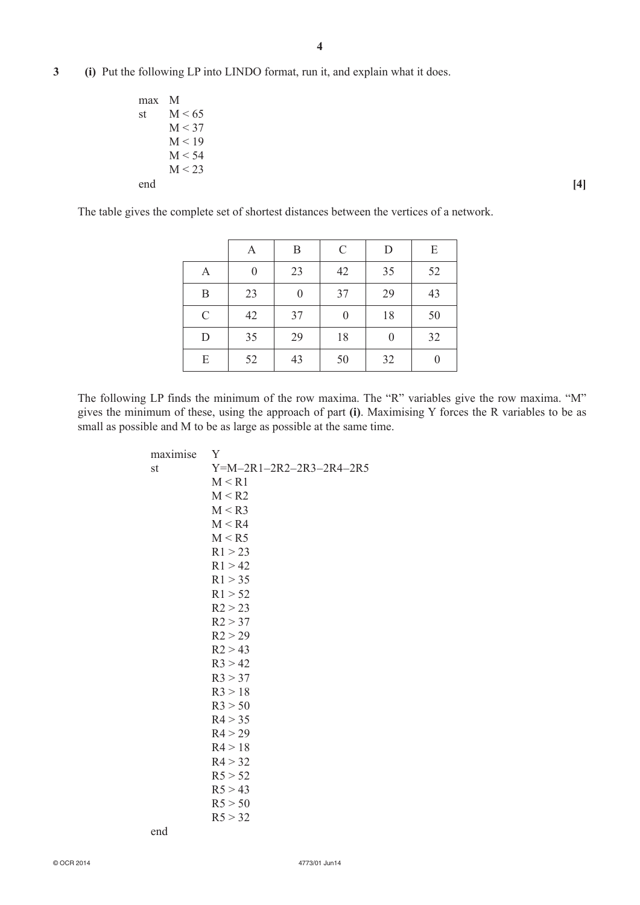**3** **(i)** Put the following LP into LINDO format, run it, and explain what it does.

```
max  M
st   M < 65
     M < 37
     M < 19
     M < 54
     M < 23
end
```

**[4]**

The table gives the complete set of shortest distances between the vertices of a network.

| | A | B | C | D | E |
|---|---|---|---|---|---|
| A | 0 | 23 | 42 | 35 | 52 |
| B | 23 | 0 | 37 | 29 | 43 |
| C | 42 | 37 | 0 | 18 | 50 |
| D | 35 | 29 | 18 | 0 | 32 |
| E | 52 | 43 | 50 | 32 | 0 |

The following LP finds the minimum of the row maxima. The "R" variables give the row maxima. "M" gives the minimum of these, using the approach of part **(i)**. Maximising Y forces the R variables to be as small as possible and M to be as large as possible at the same time.

```
maximise  Y
st        Y=M–2R1–2R2–2R3–2R4–2R5
          M < R1
          M < R2
          M < R3
          M < R4
          M < R5
          R1 > 23
          R1 > 42
          R1 > 35
          R1 > 52
          R2 > 23
          R2 > 37
          R2 > 29
          R2 > 43
          R3 > 42
          R3 > 37
          R3 > 18
          R3 > 50
          R4 > 35
          R4 > 29
          R4 > 18
          R4 > 32
          R5 > 52
          R5 > 43
          R5 > 50
          R5 > 32
end
```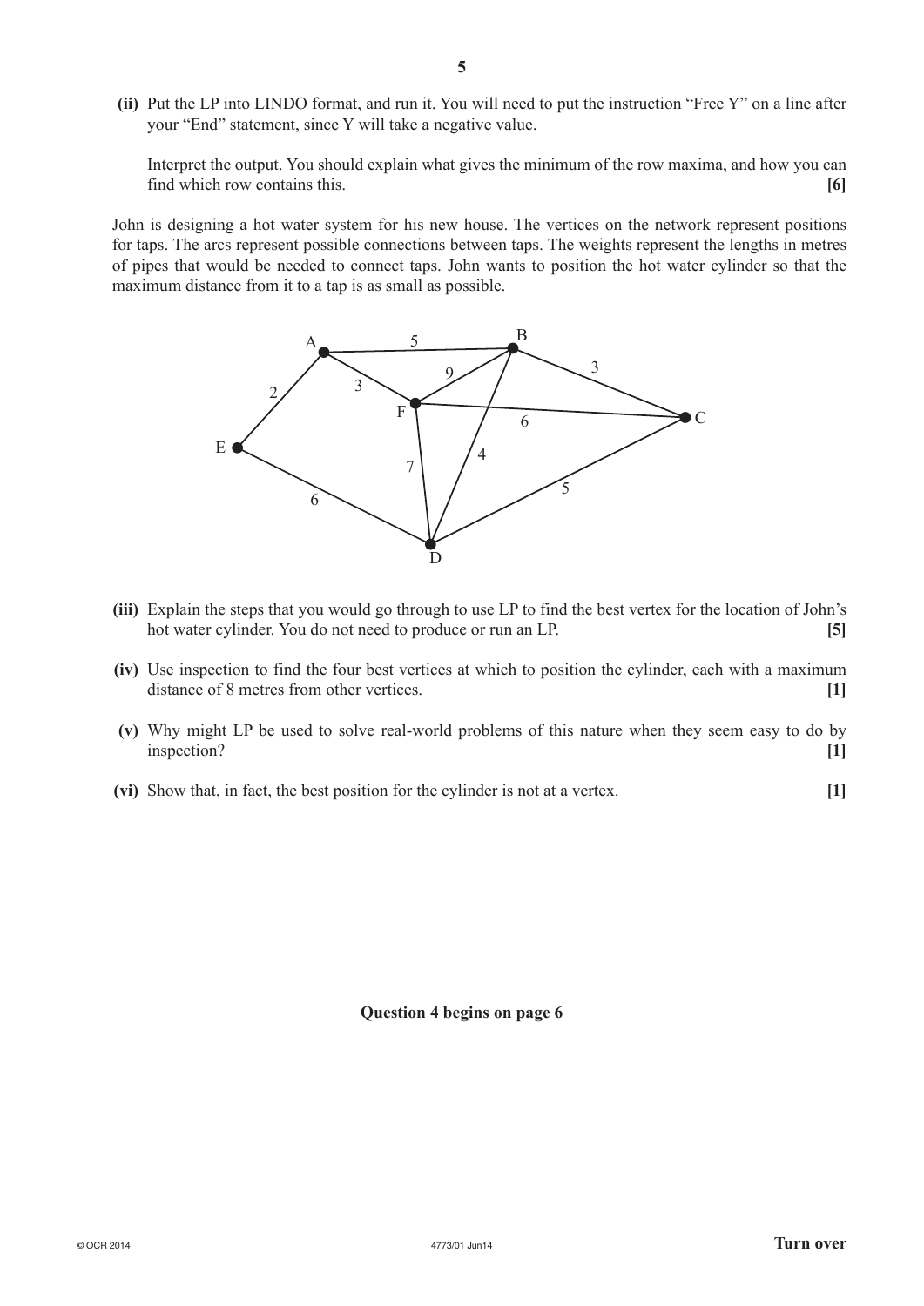**(ii)** Put the LP into LINDO format, and run it. You will need to put the instruction "Free Y" on a line after your "End" statement, since Y will take a negative value.

Interpret the output. You should explain what gives the minimum of the row maxima, and how you can find which row contains this. **[6]**

John is designing a hot water system for his new house. The vertices on the network represent positions for taps. The arcs represent possible connections between taps. The weights represent the lengths in metres of pipes that would be needed to connect taps. John wants to position the hot water cylinder so that the maximum distance from it to a tap is as small as possible.

**(iii)** Explain the steps that you would go through to use LP to find the best vertex for the location of John's hot water cylinder. You do not need to produce or run an LP. **[5]**

**(iv)** Use inspection to find the four best vertices at which to position the cylinder, each with a maximum distance of 8 metres from other vertices. **[1]**

**(v)** Why might LP be used to solve real-world problems of this nature when they seem easy to do by inspection? **[1]**

**(vi)** Show that, in fact, the best position for the cylinder is not at a vertex. **[1]**

**Question 4 begins on page 6**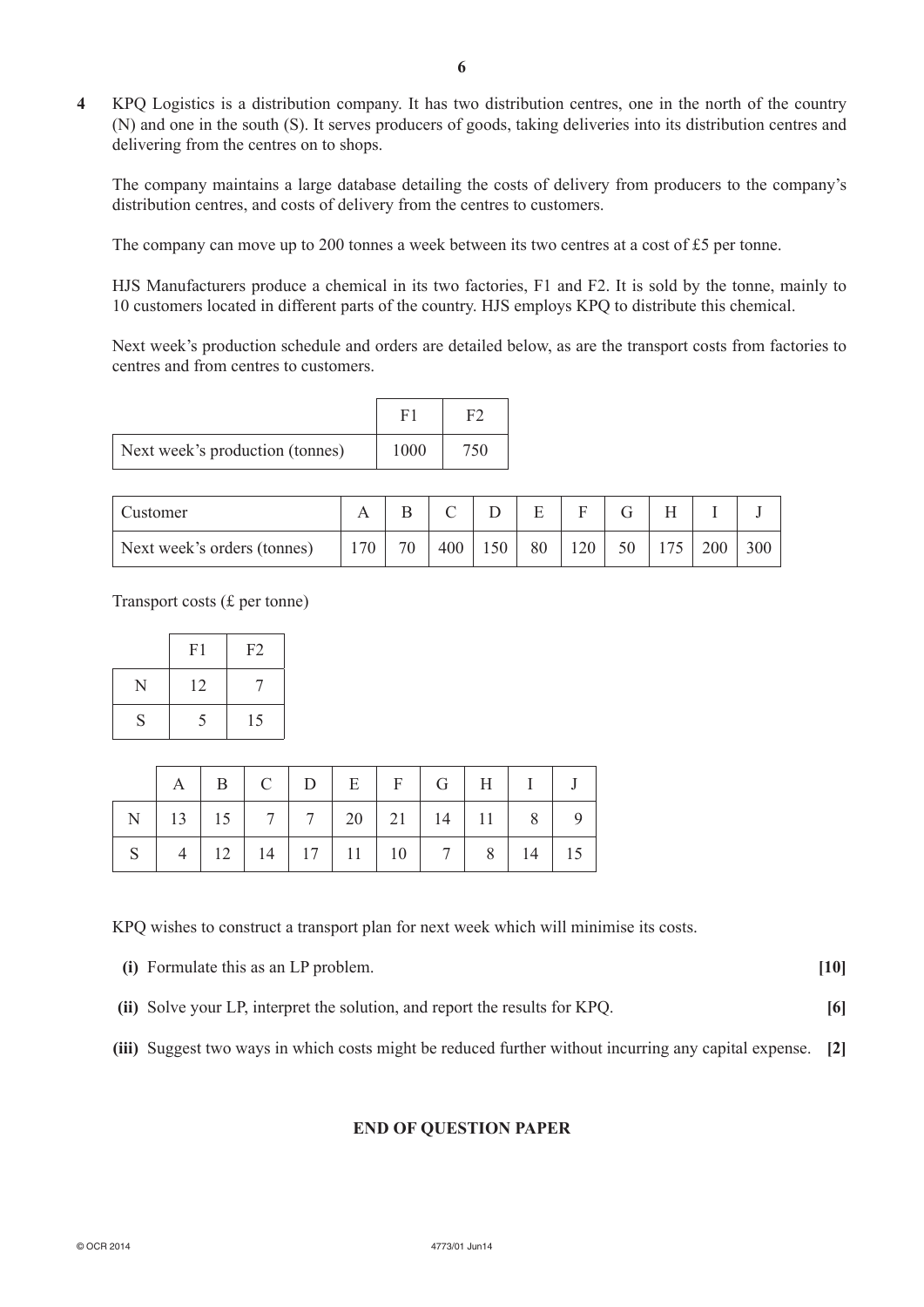**4** KPQ Logistics is a distribution company. It has two distribution centres, one in the north of the country (N) and one in the south (S). It serves producers of goods, taking deliveries into its distribution centres and delivering from the centres on to shops.

The company maintains a large database detailing the costs of delivery from producers to the company's distribution centres, and costs of delivery from the centres to customers.

The company can move up to 200 tonnes a week between its two centres at a cost of £5 per tonne.

HJS Manufacturers produce a chemical in its two factories, F1 and F2. It is sold by the tonne, mainly to 10 customers located in different parts of the country. HJS employs KPQ to distribute this chemical.

Next week's production schedule and orders are detailed below, as are the transport costs from factories to centres and from centres to customers.

| | F1 | F2 |
|---|---|---|
| Next week's production (tonnes) | 1000 | 750 |

| Customer | A | B | C | D | E | F | G | H | I | J |
|---|---|---|---|---|---|---|---|---|---|---|
| Next week's orders (tonnes) | 170 | 70 | 400 | 150 | 80 | 120 | 50 | 175 | 200 | 300 |

Transport costs (£ per tonne)

| | F1 | F2 |
|---|---|---|
| N | 12 | 7 |
| S | 5 | 15 |

| | A | B | C | D | E | F | G | H | I | J |
|---|---|---|---|---|---|---|---|---|---|---|
| N | 13 | 15 | 7 | 7 | 20 | 21 | 14 | 11 | 8 | 9 |
| S | 4 | 12 | 14 | 17 | 11 | 10 | 7 | 8 | 14 | 15 |

KPQ wishes to construct a transport plan for next week which will minimise its costs.

**(i)** Formulate this as an LP problem. **[10]**

**(ii)** Solve your LP, interpret the solution, and report the results for KPQ. **[6]**

**(iii)** Suggest two ways in which costs might be reduced further without incurring any capital expense. **[2]**

**END OF QUESTION PAPER**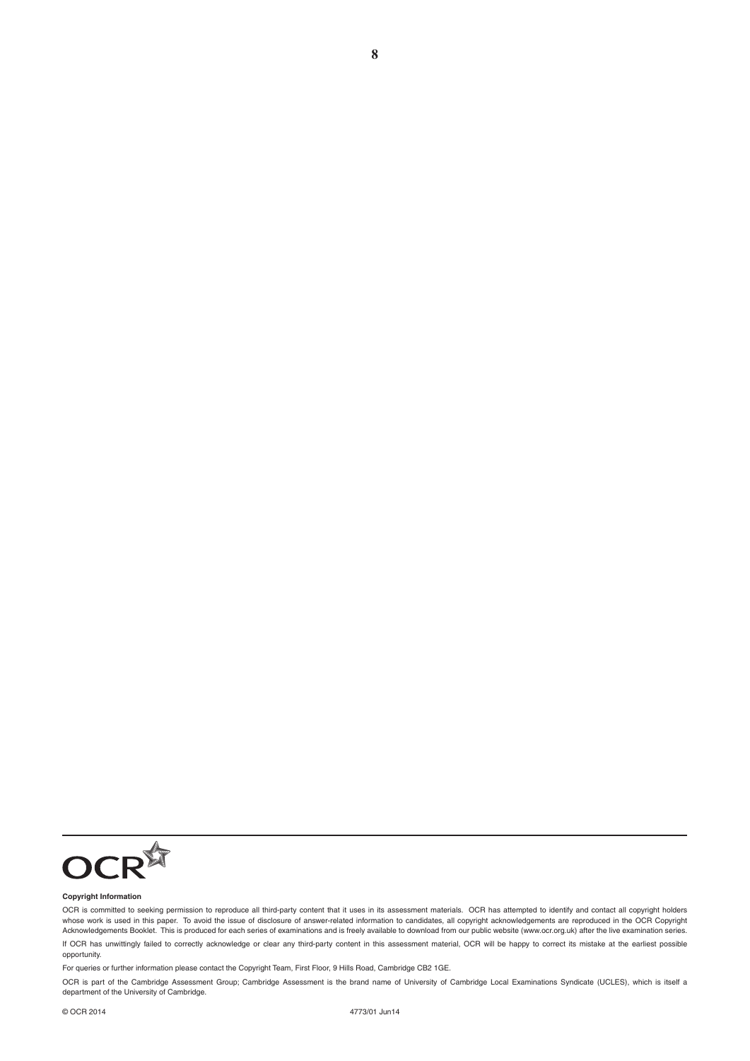OCR

**Copyright Information**

OCR is committed to seeking permission to reproduce all third-party content that it uses in its assessment materials. OCR has attempted to identify and contact all copyright holders whose work is used in this paper. To avoid the issue of disclosure of answer-related information to candidates, all copyright acknowledgements are reproduced in the OCR Copyright Acknowledgements Booklet. This is produced for each series of examinations and is freely available to download from our public website (www.ocr.org.uk) after the live examination series.

If OCR has unwittingly failed to correctly acknowledge or clear any third-party content in this assessment material, OCR will be happy to correct its mistake at the earliest possible opportunity.

For queries or further information please contact the Copyright Team, First Floor, 9 Hills Road, Cambridge CB2 1GE.

OCR is part of the Cambridge Assessment Group; Cambridge Assessment is the brand name of University of Cambridge Local Examinations Syndicate (UCLES), which is itself a department of the University of Cambridge.

© OCR 2014 4773/01 Jun14